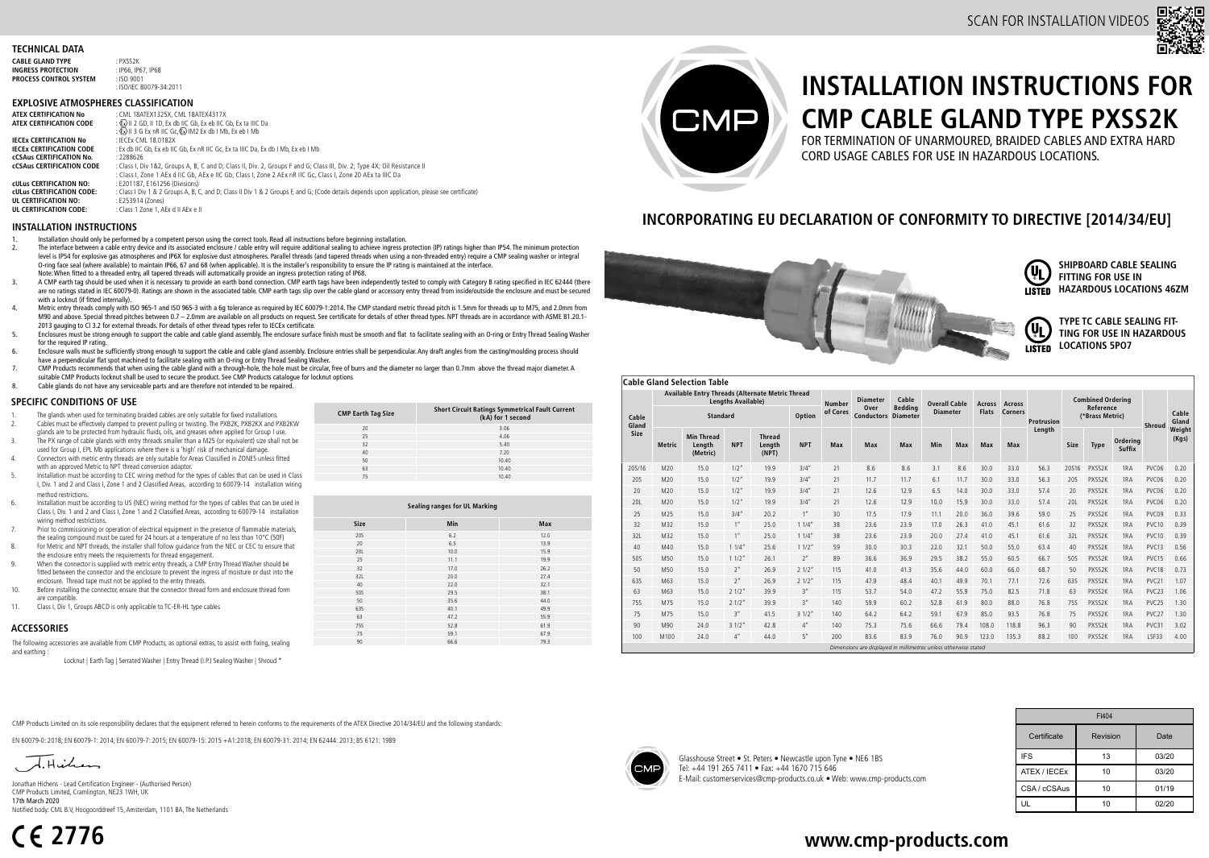SCAN FOR INSTALLATION VIDEOS

# INSTALLATION INSTRUCTIONS FOR CMP CABLE GLAND TYPE PXSS2K

FOR TERMINATION OF UNARMOURED, BRAIDED CABLES AND EXTRA HARD CORD USAGE CABLES FOR USE IN HAZARDOUS LOCATIONS.

## INCORPORATING EU DECLARATION OF CONFORMITY TO DIRECTIVE [2014/34/EU]

**SHIPBOARD CABLE SEALING FITTING FOR USE IN HAZARDOUS LOCATIONS 46ZM**

**TYPE TC CABLE SEALING FITTING FOR USE IN HAZARDOUS LOCATIONS 5PO7**

## TECHNICAL DATA

**CABLE GLAND TYPE** : PXSS2K
**INGRESS PROTECTION** : IP66, IP67, IP68
**PROCESS CONTROL SYSTEM** : ISO 9001
: ISO/IEC 80079-34:2011

## EXPLOSIVE ATMOSPHERES CLASSIFICATION

**ATEX CERTIFICATION No** : CML 18ATEX1325X, CML 18ATEX4317X
**ATEX CERTIFICATION CODE** : Ex II 2 GD, II 1D, Ex db IIC Gb, Ex eb IIC Gb, Ex ta IIIC Da
: Ex II 3 G Ex nR IIC Gc, Ex IM2 Ex db I Mb, Ex eb I Mb
**IECEx CERTIFICATION No** : IECEx CML 18.0182X
**IECEx CERTIFICATION CODE** : Ex db IIC Gb, Ex eb IIC Gb, Ex nR IIC Gc, Ex ta IIIC Da, Ex db I Mb, Ex eb I Mb
**cCSAus CERTIFICATION No.** : 2288626
**cCSAus CERTIFICATION CODE** : Class I, Div 1&2, Groups A, B, C and D; Class II, Div. 2, Groups F and G; Class III, Div. 2; Type 4X; Oil Resistance II
: Class I, Zone 1 AEx d IIC Gb, AEx e IIC Gb, Class I, Zone 2 AEx nR IIC Gc, Class I, Zone 20 AEx ta IIIC Da
**cULus CERTIFICATION NO:** : E201187, E161256 (Divisions)
**cULus CERTIFICATION CODE:** : Class I Div 1 & 2 Groups A, B, C, and D; Class II Div 1 & 2 Groups F, and G; (Code details depends upon application, please see certificate)
**UL CERTIFICATION NO:** : E253914 (Zones)
**UL CERTIFICATION CODE:** : Class 1 Zone 1, AEx d IIC AEx e II

## INSTALLATION INSTRUCTIONS

1. Installation should only be performed by a competent person using the correct tools. Read all instructions before beginning installation.
2. The interface between a cable entry device and its associated enclosure / cable entry will require additional sealing to achieve ingress protection (IP) ratings higher than IP54. The minimum protection level is IP54 for explosive gas atmospheres and IP6X for explosive dust atmospheres. Parallel threads (and tapered threads when using a non-threaded entry) require a CMP sealing washer or integral O-ring face seal (where available) to maintain IP66, 67 and 68 (when applicable). It is the installer's responsibility to ensure the IP rating is maintained at the interface.
Note: When fitted to a threaded entry, all tapered threads will automatically provide an ingress protection rating of IP68.
3. A CMP earth tag should be used when it is necessary to provide an earth bond connection. CMP earth tags have been independently tested to comply with Category B rating specified in IEC 62444 (there are no ratings stated in IEC 60079-0). Ratings are shown in the associated table. CMP earth tags slip over the cable gland or accessory entry thread from inside/outside the enclosure and must be secured with a locknut (if fitted internally).
4. Metric entry threads comply with ISO 965-1 and ISO 965-3 with a 6g tolerance as required by IEC 60079-1:2014. The CMP standard metric thread pitch is 1.5mm for threads up to M75, and 2.0mm from M90 and above. Special thread pitches between 0.7 – 2.0mm are available on all products on request. See certificate for details of other thread types. NPT threads are in accordance with ASME B1.20.1-2013 gauging to Cl 3.2 for external threads. For details of other thread types refer to IECEx certificate.
5. Enclosures must be strong enough to support the cable and cable gland assembly. The enclosure surface finish must be smooth and flat to facilitate sealing with an O-ring or Entry Thread Sealing Washer for the required IP rating.
6. Enclosure walls must be sufficiently strong enough to support the cable and cable gland assembly. Enclosure entries shall be perpendicular. Any draft angles from the casting/moulding process should have a perpendicular flat spot machined to facilitate sealing with an O-ring or Entry Thread Sealing Washer.
7. CMP Products recommends that when using the cable gland with a through-hole, the hole must be circular, free of burrs and the diameter no larger than 0.7mm above the thread major diameter. A suitable CMP Products locknut shall be used to secure the product. See CMP Products catalogue for locknut options
8. Cable glands do not have any serviceable parts and are therefore not intended to be repaired.

## SPECIFIC CONDITIONS OF USE

1. The glands when used for terminating braided cables are only suitable for fixed installations.
2. Cables must be effectively clamped to prevent pulling or twisting. The PXB2K, PXB2KX and PXB2KW glands are to be protected from hydraulic fluids, oils, and greases when applied for Group I use.
3. The PX range of cable glands with entry threads smaller than a M25 (or equivalent) size shall not be used for Group I, EPL Mb applications where there is a 'high' risk of mechanical damage.
4. Connectors with metric entry threads are only suitable for Areas Classified in ZONES unless fitted with an approved Metric to NPT thread conversion adaptor.
5. Installation must be according to CEC wiring method for the types of cables that can be used in Class I, Div. 1 and 2 and Class I, Zone 1 and 2 Classified Areas, according to 60079-14 installation wiring method restrictions.
6. Installation must be according to US (NEC) wiring method for the types of cables that can be used in Class I, Div. 1 and 2 and Class I, Zone 1 and 2 Classified Areas, according to 60079-14 installation wiring method restrictions.
7. Prior to commissioning or operation of electrical equipment in the presence of flammable materials, the sealing compound must be cured for 24 hours at a temperature of no less than 10°C (50F)
8. For Metric and NPT threads, the installer shall follow guidance from the NEC or CEC to ensure that the enclosure entry meets the requirements for thread engagement.
9. When the connector is supplied with metric entry threads, a CMP Entry Thread Washer should be fitted between the connector and the enclosure to prevent the ingress of moisture or dust into the enclosure. Thread tape must not be applied to the entry threads.
10. Before installing the connector, ensure that the connector thread form and enclosure thread form are compatible.
11. Class I, Div 1, Groups ABCD is only applicable to TC-ER-HL type cables

| CMP Earth Tag Size | Short Circuit Ratings Symmetrical Fault Current (kA) for 1 second |
|---|---|
| 20 | 3.06 |
| 25 | 4.06 |
| 32 | 5.40 |
| 40 | 7.20 |
| 50 | 10.40 |
| 63 | 10.40 |
| 75 | 10.40 |

**Sealing ranges for UL Marking**

| Size | Min | Max |
|---|---|---|
| 20S | 6.2 | 12.0 |
| 20 | 6.5 | 13.9 |
| 20L | 10.0 | 15.9 |
| 25 | 11.1 | 19.9 |
| 32 | 17.0 | 26.2 |
| 32L | 20.0 | 27.4 |
| 40 | 22.0 | 32.1 |
| 50S | 29.5 | 38.1 |
| 50 | 35.6 | 44.0 |
| 63S | 40.1 | 49.9 |
| 63 | 47.2 | 55.9 |
| 75S | 52.8 | 61.9 |
| 75 | 59.1 | 67.9 |
| 90 | 66.6 | 79.3 |

## ACCESSORIES

The following accessories are available from CMP Products, as optional extras, to assist with fixing, sealing and earthing :

Locknut | Earth Tag | Serrated Washer | Entry Thread (I.P.) Sealing Washer | Shroud *

## Cable Gland Selection Table

| Cable Gland Size | Available Entry Threads (Alternate Metric Thread Lengths Available) | | | | | Number of Cores | Diameter Over Conductors | Cable Bedding Diameter | Overall Cable Diameter | | Across Flats | Across Corners | Protrusion Length | Combined Ordering Reference (*Brass Metric) | | | Shroud | Cable Gland Weight (Kgs) |
|---|---|---|---|---|---|---|---|---|---|---|---|---|---|---|---|---|---|---|
| | Standard | | | Option | | | | | | | | | | | | | | |
| | Metric | Min Thread Length (Metric) | NPT | Thread Length (NPT) | NPT | Max | Max | Max | Min | Max | Max | Max | | Size | Type | Ordering Suffix | | |
| 20S/16 | M20 | 15.0 | 1/2" | 19.9 | 3/4" | 21 | 8.6 | 8.6 | 3.1 | 8.6 | 30.0 | 33.0 | 56.3 | 20S16 | PXSS2K | 1RA | PVC06 | 0.20 |
| 20S | M20 | 15.0 | 1/2" | 19.9 | 3/4" | 21 | 11.7 | 11.7 | 6.1 | 11.7 | 30.0 | 33.0 | 56.3 | 20S | PXSS2K | 1RA | PVC06 | 0.20 |
| 20 | M20 | 15.0 | 1/2" | 19.9 | 3/4" | 21 | 12.6 | 12.9 | 6.5 | 14.0 | 30.0 | 33.0 | 57.4 | 20 | PXSS2K | 1RA | PVC06 | 0.20 |
| 20L | M20 | 15.0 | 1/2" | 19.9 | 3/4" | 21 | 12.6 | 12.9 | 10.0 | 15.9 | 30.0 | 33.0 | 57.4 | 20L | PXSS2K | 1RA | PVC06 | 0.20 |
| 25 | M25 | 15.0 | 3/4" | 20.2 | 1" | 30 | 17.5 | 17.9 | 11.1 | 20.0 | 36.0 | 39.6 | 59.0 | 25 | PXSS2K | 1RA | PVC09 | 0.33 |
| 32 | M32 | 15.0 | 1" | 25.0 | 1 1/4" | 38 | 23.6 | 23.9 | 17.0 | 26.3 | 41.0 | 45.1 | 61.6 | 32 | PXSS2K | 1RA | PVC10 | 0.39 |
| 32L | M32 | 15.0 | 1" | 25.0 | 1 1/4" | 38 | 23.6 | 23.9 | 20.0 | 27.4 | 41.0 | 45.1 | 61.6 | 32L | PXSS2K | 1RA | PVC10 | 0.39 |
| 40 | M40 | 15.0 | 1 1/4" | 25.6 | 1 1/2" | 59 | 30.0 | 30.3 | 22.0 | 32.1 | 50.0 | 55.0 | 63.4 | 40 | PXSS2K | 1RA | PVC13 | 0.56 |
| 50S | M50 | 15.0 | 1 1/2" | 26.1 | 2" | 89 | 36.6 | 36.9 | 29.5 | 38.2 | 55.0 | 60.5 | 66.7 | 50S | PXSS2K | 1RA | PVC15 | 0.66 |
| 50 | M50 | 15.0 | 2" | 26.9 | 2 1/2" | 115 | 41.0 | 41.3 | 35.6 | 44.0 | 60.0 | 66.0 | 68.7 | 50 | PXSS2K | 1RA | PVC18 | 0.73 |
| 63S | M63 | 15.0 | 2" | 26.9 | 2 1/2" | 115 | 47.9 | 48.4 | 40.1 | 49.9 | 70.1 | 77.1 | 72.6 | 63S | PXSS2K | 1RA | PVC21 | 1.07 |
| 63 | M63 | 15.0 | 2 1/2" | 39.9 | 3" | 115 | 53.7 | 54.0 | 47.2 | 55.9 | 75.0 | 82.5 | 71.8 | 63 | PXSS2K | 1RA | PVC23 | 1.06 |
| 75S | M75 | 15.0 | 2 1/2" | 39.9 | 3" | 140 | 59.9 | 60.2 | 52.8 | 61.9 | 80.0 | 88.0 | 76.8 | 75S | PXSS2K | 1RA | PVC25 | 1.30 |
| 75 | M75 | 15.0 | 3" | 41.5 | 3 1/2" | 140 | 64.2 | 64.2 | 59.1 | 67.9 | 85.0 | 93.5 | 76.8 | 75 | PXSS2K | 1RA | PVC27 | 1.30 |
| 90 | M90 | 24.0 | 3 1/2" | 42.8 | 4" | 140 | 75.3 | 75.6 | 66.6 | 79.4 | 108.0 | 118.8 | 96.3 | 90 | PXSS2K | 1RA | PVC31 | 3.02 |
| 100 | M100 | 24.0 | 4" | 44.0 | 5" | 200 | 83.6 | 83.9 | 76.0 | 90.9 | 123.0 | 135.3 | 88.2 | 100 | PXSS2K | 1RA | LSF33 | 4.00 |

*Dimensions are displayed in millimetres unless otherwise stated*

CMP Products Limited on its sole responsibility declares that the equipment referred to herein conforms to the requirements of the ATEX Directive 2014/34/EU and the following standards:

EN 60079-0: 2018; EN 60079-1: 2014; EN 60079-7: 2015; EN 60079-15: 2015 +A1:2018; EN 60079-31: 2014; EN 62444: 2013; BS 6121: 1989

Jonathan Hichens - Lead Certification Engineer - (Authorised Person)
CMP Products Limited, Cramlington, NE23 1WH, UK
17th March 2020
Notified body: CML B.V, Hoogoorddreef 15, Amsterdam, 1101 BA, The Netherlands

CE 2776

Glasshouse Street • St. Peters • Newcastle upon Tyne • NE6 1BS
Tel: +44 191 265 7411 • Fax: +44 1670 715 646
E-Mail: customerservices@cmp-products.co.uk • Web: www.cmp-products.com

| FI404 | | |
|---|---|---|
| Certificate | Revision | Date |
| IFS | 13 | 03/20 |
| ATEX / IECEx | 10 | 03/20 |
| CSA / cCSAus | 10 | 01/19 |
| UL | 10 | 02/20 |

**www.cmp-products.com**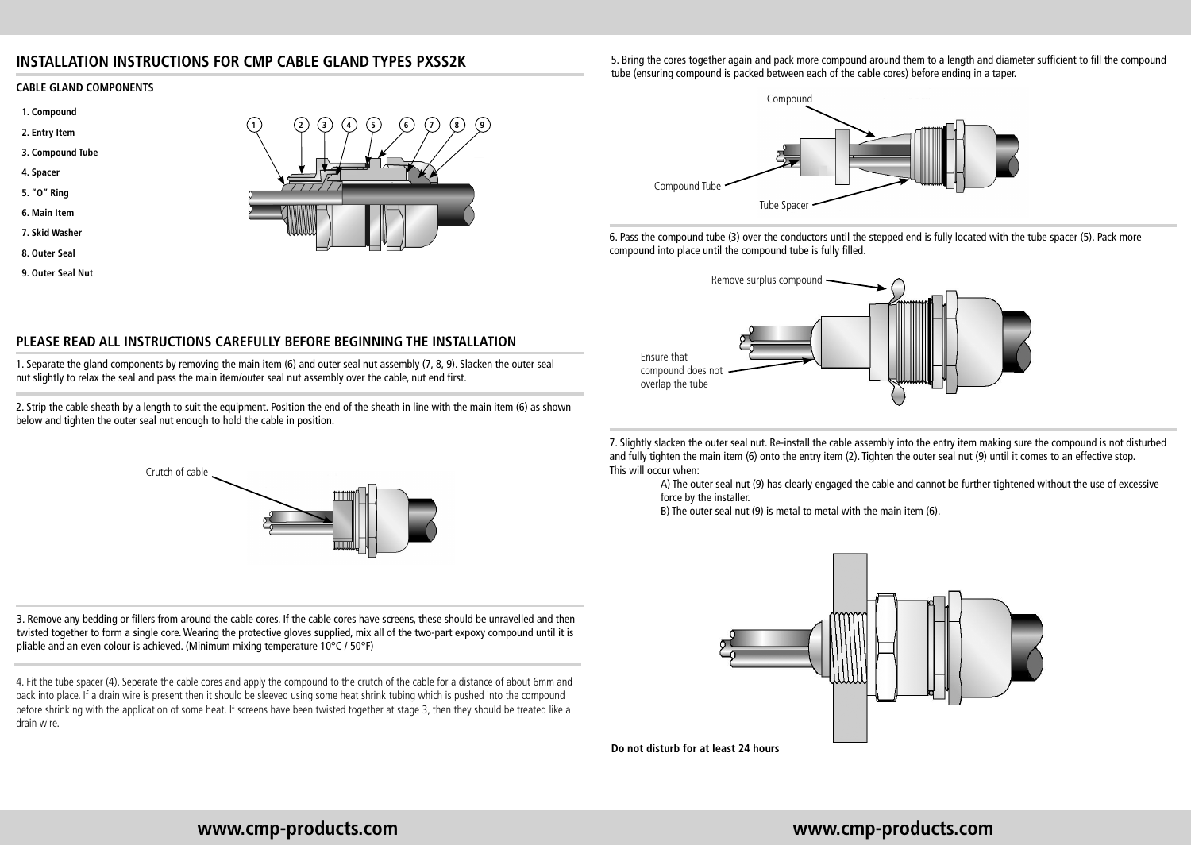## INSTALLATION INSTRUCTIONS FOR CMP CABLE GLAND TYPES PXSS2K

### CABLE GLAND COMPONENTS

1. Compound
2. Entry Item
3. Compound Tube
4. Spacer
5. "O" Ring
6. Main Item
7. Skid Washer
8. Outer Seal
9. Outer Seal Nut

1 2 3 4 5 6 7 8 9

## PLEASE READ ALL INSTRUCTIONS CAREFULLY BEFORE BEGINNING THE INSTALLATION

1. Separate the gland components by removing the main item (6) and outer seal nut assembly (7, 8, 9). Slacken the outer seal nut slightly to relax the seal and pass the main item/outer seal nut assembly over the cable, nut end first.

2. Strip the cable sheath by a length to suit the equipment. Position the end of the sheath in line with the main item (6) as shown below and tighten the outer seal nut enough to hold the cable in position.

Crutch of cable

3. Remove any bedding or fillers from around the cable cores. If the cable cores have screens, these should be unravelled and then twisted together to form a single core. Wearing the protective gloves supplied, mix all of the two-part expoxy compound until it is pliable and an even colour is achieved. (Minimum mixing temperature 10°C / 50°F)

4. Fit the tube spacer (4). Seperate the cable cores and apply the compound to the crutch of the cable for a distance of about 6mm and pack into place. If a drain wire is present then it should be sleeved using some heat shrink tubing which is pushed into the compound before shrinking with the application of some heat. If screens have been twisted together at stage 3, then they should be treated like a drain wire.

5. Bring the cores together again and pack more compound around them to a length and diameter sufficient to fill the compound tube (ensuring compound is packed between each of the cable cores) before ending in a taper.

Compound

Compound Tube

Tube Spacer

6. Pass the compound tube (3) over the conductors until the stepped end is fully located with the tube spacer (5). Pack more compound into place until the compound tube is fully filled.

Remove surplus compound

Ensure that compound does not overlap the tube

7. Slightly slacken the outer seal nut. Re-install the cable assembly into the entry item making sure the compound is not disturbed and fully tighten the main item (6) onto the entry item (2). Tighten the outer seal nut (9) until it comes to an effective stop. This will occur when:

A) The outer seal nut (9) has clearly engaged the cable and cannot be further tightened without the use of excessive force by the installer.

B) The outer seal nut (9) is metal to metal with the main item (6).

**Do not disturb for at least 24 hours**